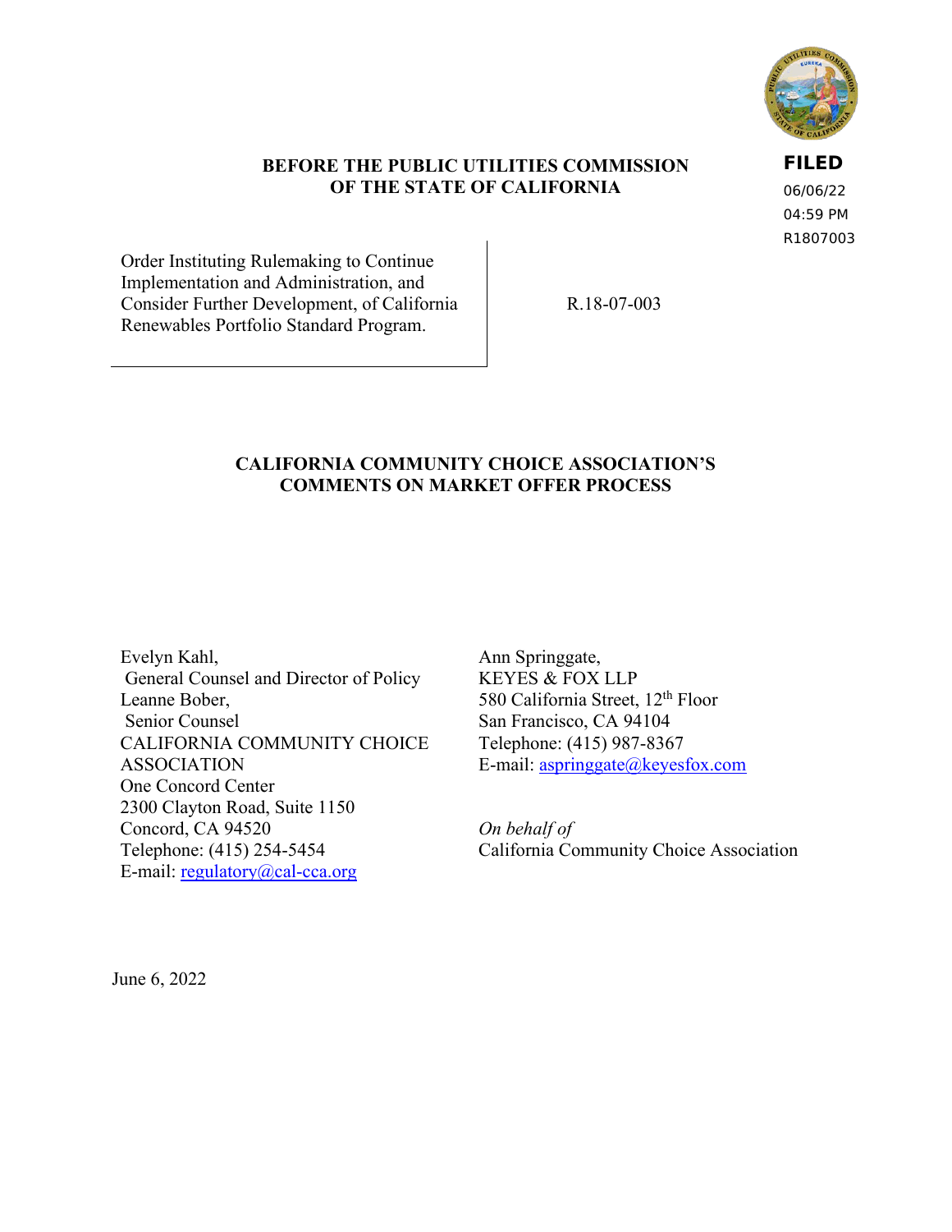FILED
06/06/22
04:59 PM
R1807003

**BEFORE THE PUBLIC UTILITIES COMMISSION OF THE STATE OF CALIFORNIA**

| | |
|---|---|
| Order Instituting Rulemaking to Continue Implementation and Administration, and Consider Further Development, of California Renewables Portfolio Standard Program. | R.18-07-003 |

**CALIFORNIA COMMUNITY CHOICE ASSOCIATION'S COMMENTS ON MARKET OFFER PROCESS**

Evelyn Kahl,
General Counsel and Director of Policy
Leanne Bober,
Senior Counsel
CALIFORNIA COMMUNITY CHOICE ASSOCIATION
One Concord Center
2300 Clayton Road, Suite 1150
Concord, CA 94520
Telephone: (415) 254-5454
E-mail: regulatory@cal-cca.org

Ann Springgate,
KEYES & FOX LLP
580 California Street, 12th Floor
San Francisco, CA 94104
Telephone: (415) 987-8367
E-mail: aspringgate@keyesfox.com

*On behalf of*
California Community Choice Association

June 6, 2022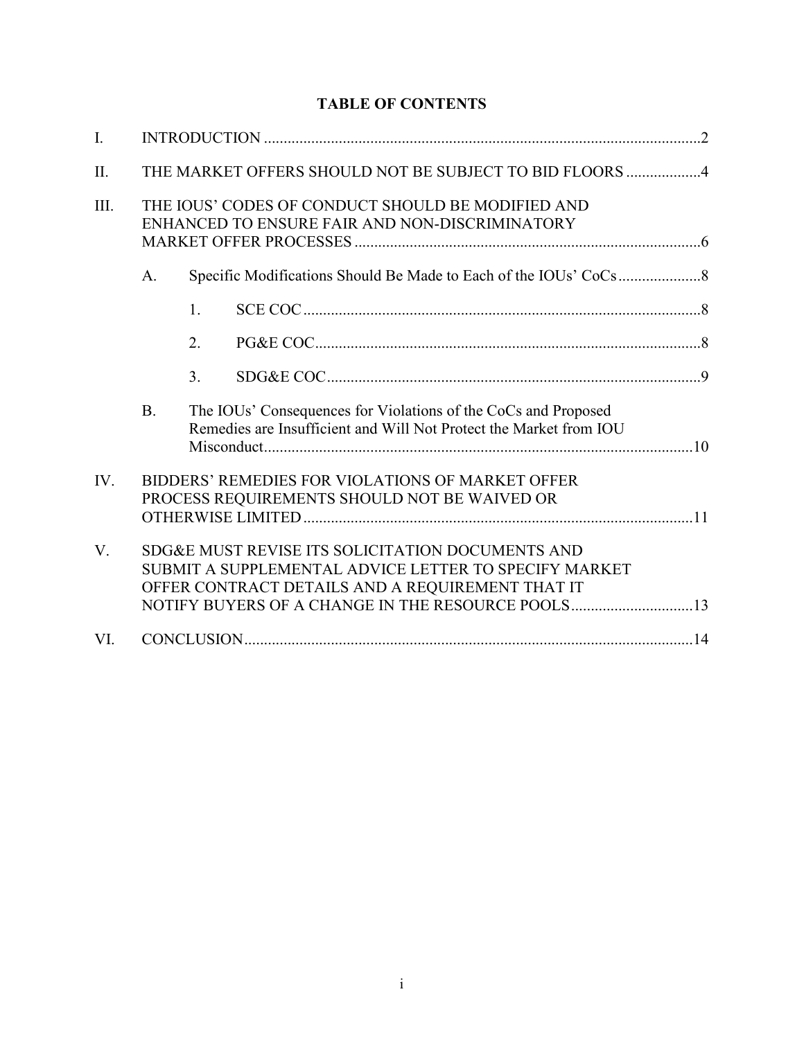**TABLE OF CONTENTS**

I. INTRODUCTION ....................................................................................................2

II. THE MARKET OFFERS SHOULD NOT BE SUBJECT TO BID FLOORS ...................4

III. THE IOUS' CODES OF CONDUCT SHOULD BE MODIFIED AND ENHANCED TO ENSURE FAIR AND NON-DISCRIMINATORY MARKET OFFER PROCESSES ....................................................................................6

- A. Specific Modifications Should Be Made to Each of the IOUs' CoCs .....................8
  - 1. SCE COC .....................................................................................8
  - 2. PG&E COC ...................................................................................8
  - 3. SDG&E COC ................................................................................9
- B. The IOUs' Consequences for Violations of the CoCs and Proposed Remedies are Insufficient and Will Not Protect the Market from IOU Misconduct ...........................................................................................10

IV. BIDDERS' REMEDIES FOR VIOLATIONS OF MARKET OFFER PROCESS REQUIREMENTS SHOULD NOT BE WAIVED OR OTHERWISE LIMITED ..............................................................................11

V. SDG&E MUST REVISE ITS SOLICITATION DOCUMENTS AND SUBMIT A SUPPLEMENTAL ADVICE LETTER TO SPECIFY MARKET OFFER CONTRACT DETAILS AND A REQUIREMENT THAT IT NOTIFY BUYERS OF A CHANGE IN THE RESOURCE POOLS ...............................13

VI. CONCLUSION ....................................................................................................14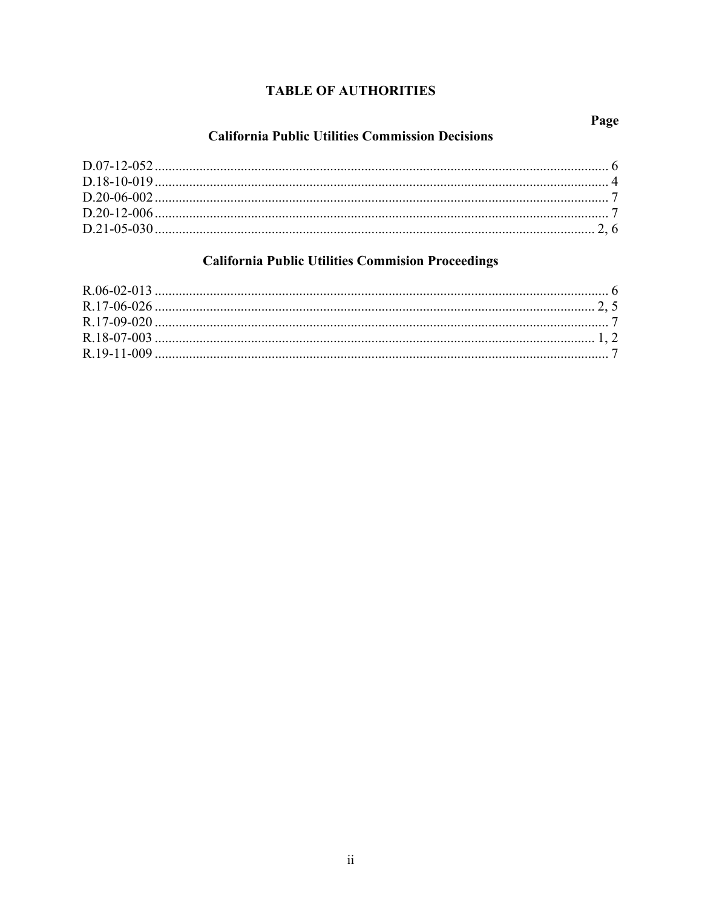# TABLE OF AUTHORITIES

**Page**

## California Public Utilities Commission Decisions

D.07-12-052 .................................................................................................................................. 6
D.18-10-019 .................................................................................................................................. 4
D.20-06-002 .................................................................................................................................. 7
D.20-12-006 .................................................................................................................................. 7
D.21-05-030 .............................................................................................................................. 2, 6

## California Public Utilities Commision Proceedings

R.06-02-013 .................................................................................................................................. 6
R.17-06-026 .............................................................................................................................. 2, 5
R.17-09-020 .................................................................................................................................. 7
R.18-07-003 .............................................................................................................................. 1, 2
R.19-11-009 .................................................................................................................................. 7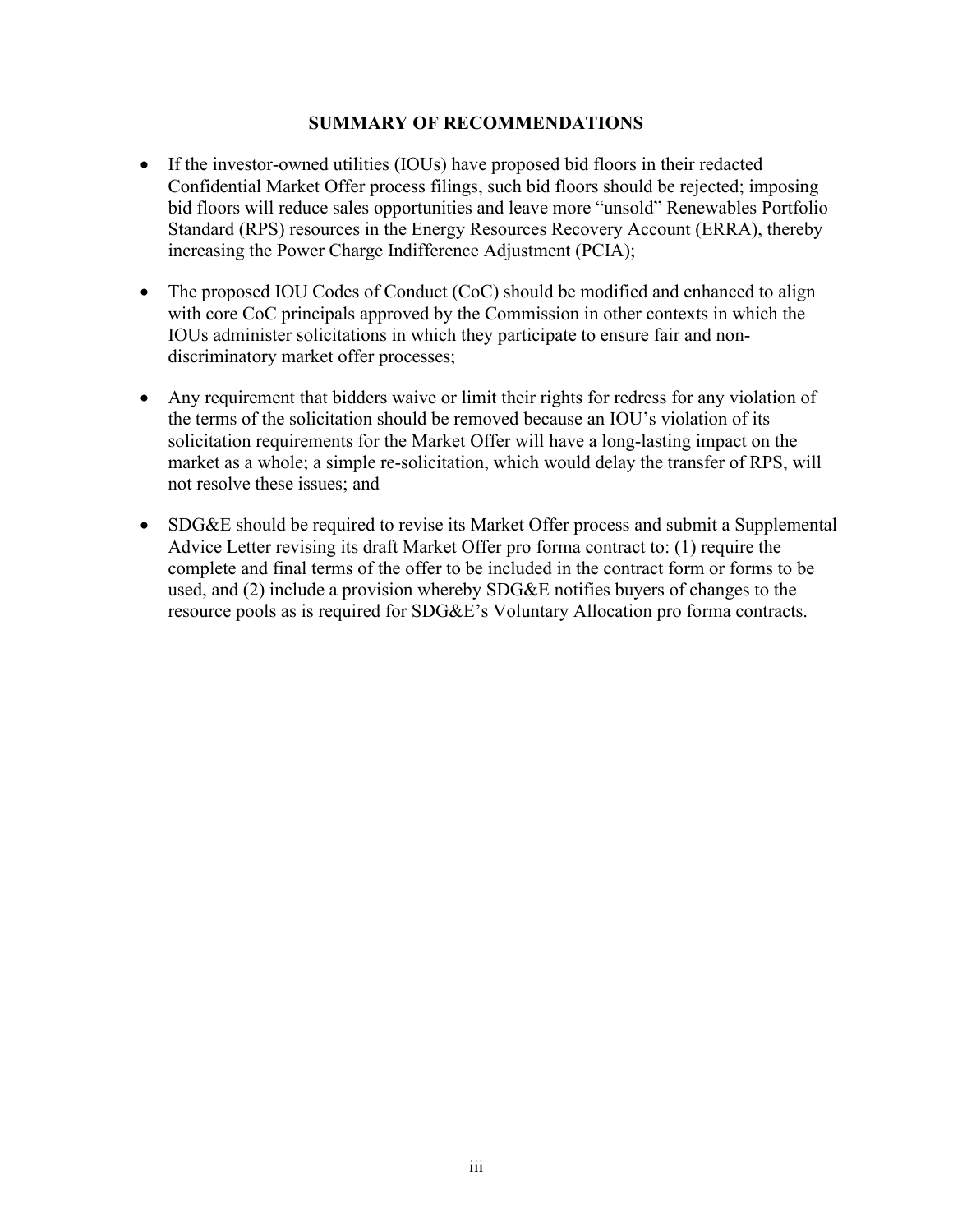## SUMMARY OF RECOMMENDATIONS

- If the investor-owned utilities (IOUs) have proposed bid floors in their redacted Confidential Market Offer process filings, such bid floors should be rejected; imposing bid floors will reduce sales opportunities and leave more "unsold" Renewables Portfolio Standard (RPS) resources in the Energy Resources Recovery Account (ERRA), thereby increasing the Power Charge Indifference Adjustment (PCIA);

- The proposed IOU Codes of Conduct (CoC) should be modified and enhanced to align with core CoC principals approved by the Commission in other contexts in which the IOUs administer solicitations in which they participate to ensure fair and non-discriminatory market offer processes;

- Any requirement that bidders waive or limit their rights for redress for any violation of the terms of the solicitation should be removed because an IOU's violation of its solicitation requirements for the Market Offer will have a long-lasting impact on the market as a whole; a simple re-solicitation, which would delay the transfer of RPS, will not resolve these issues; and

- SDG&E should be required to revise its Market Offer process and submit a Supplemental Advice Letter revising its draft Market Offer pro forma contract to: (1) require the complete and final terms of the offer to be included in the contract form or forms to be used, and (2) include a provision whereby SDG&E notifies buyers of changes to the resource pools as is required for SDG&E's Voluntary Allocation pro forma contracts.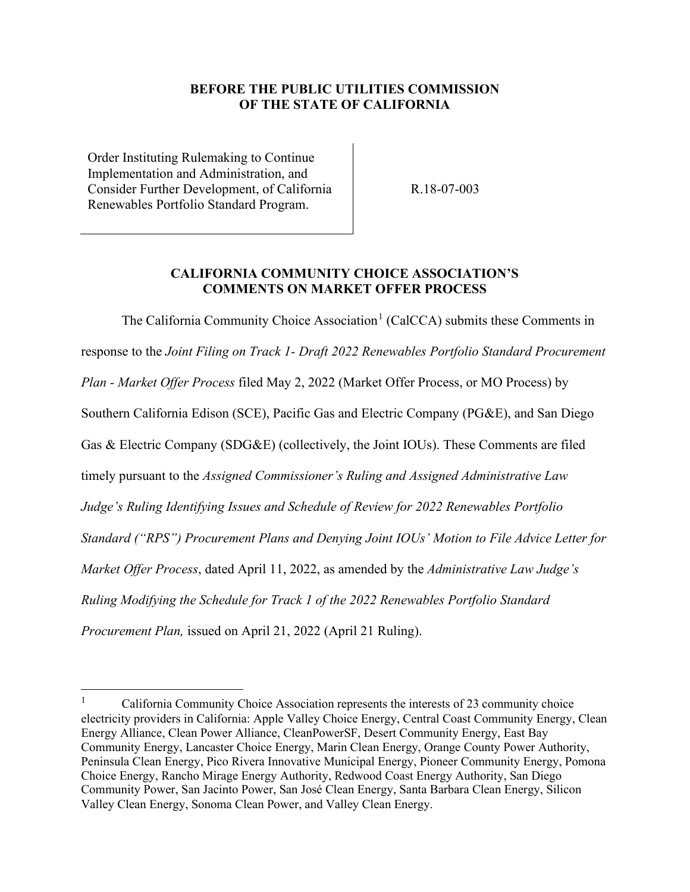**BEFORE THE PUBLIC UTILITIES COMMISSION OF THE STATE OF CALIFORNIA**

| | |
|---|---|
| Order Instituting Rulemaking to Continue Implementation and Administration, and Consider Further Development, of California Renewables Portfolio Standard Program. | R.18-07-003 |

**CALIFORNIA COMMUNITY CHOICE ASSOCIATION'S COMMENTS ON MARKET OFFER PROCESS**

The California Community Choice Association[1] (CalCCA) submits these Comments in response to the *Joint Filing on Track 1- Draft 2022 Renewables Portfolio Standard Procurement Plan - Market Offer Process* filed May 2, 2022 (Market Offer Process, or MO Process) by Southern California Edison (SCE), Pacific Gas and Electric Company (PG&E), and San Diego Gas & Electric Company (SDG&E) (collectively, the Joint IOUs). These Comments are filed timely pursuant to the *Assigned Commissioner's Ruling and Assigned Administrative Law Judge's Ruling Identifying Issues and Schedule of Review for 2022 Renewables Portfolio Standard ("RPS") Procurement Plans and Denying Joint IOUs' Motion to File Advice Letter for Market Offer Process*, dated April 11, 2022, as amended by the *Administrative Law Judge's Ruling Modifying the Schedule for Track 1 of the 2022 Renewables Portfolio Standard Procurement Plan,* issued on April 21, 2022 (April 21 Ruling).

[1] California Community Choice Association represents the interests of 23 community choice electricity providers in California: Apple Valley Choice Energy, Central Coast Community Energy, Clean Energy Alliance, Clean Power Alliance, CleanPowerSF, Desert Community Energy, East Bay Community Energy, Lancaster Choice Energy, Marin Clean Energy, Orange County Power Authority, Peninsula Clean Energy, Pico Rivera Innovative Municipal Energy, Pioneer Community Energy, Pomona Choice Energy, Rancho Mirage Energy Authority, Redwood Coast Energy Authority, San Diego Community Power, San Jacinto Power, San José Clean Energy, Santa Barbara Clean Energy, Silicon Valley Clean Energy, Sonoma Clean Power, and Valley Clean Energy.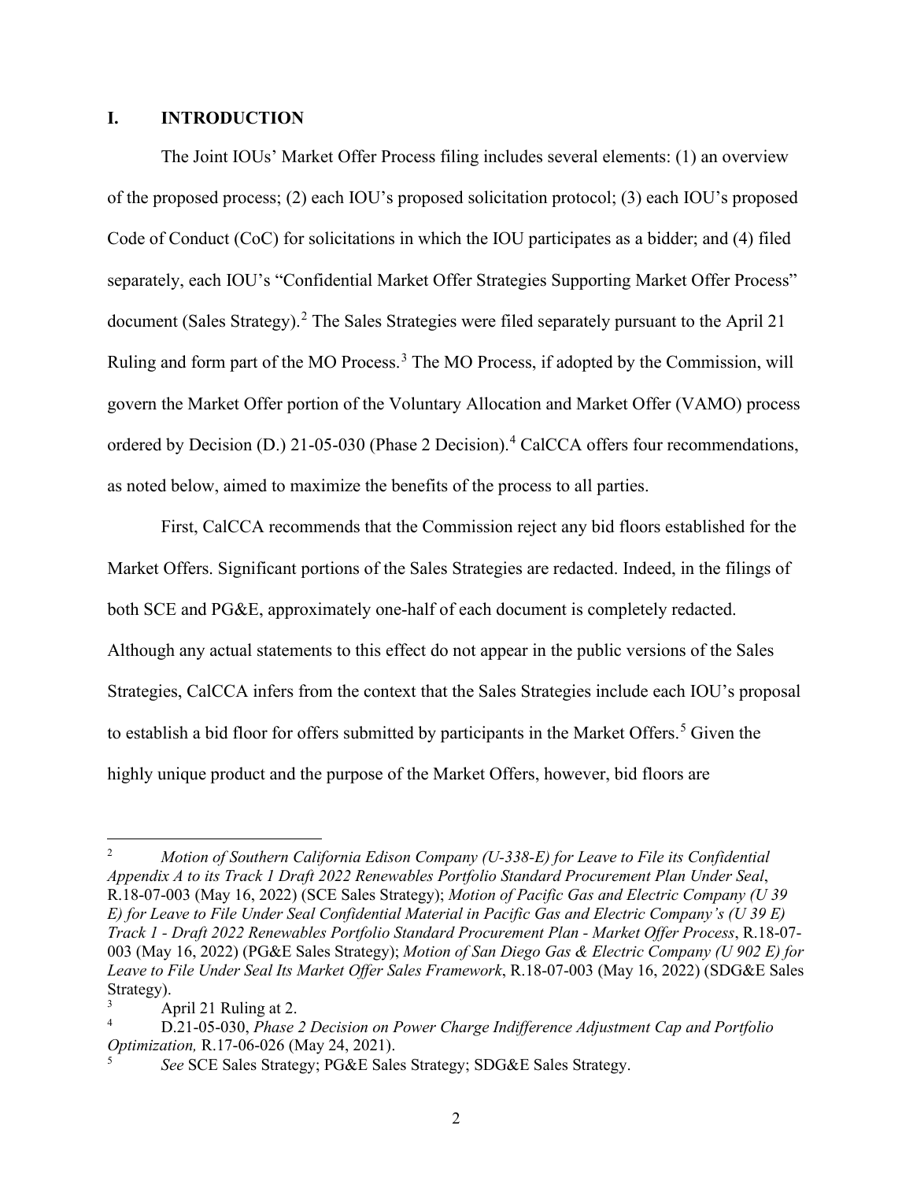## I. INTRODUCTION

The Joint IOUs' Market Offer Process filing includes several elements: (1) an overview of the proposed process; (2) each IOU's proposed solicitation protocol; (3) each IOU's proposed Code of Conduct (CoC) for solicitations in which the IOU participates as a bidder; and (4) filed separately, each IOU's "Confidential Market Offer Strategies Supporting Market Offer Process" document (Sales Strategy).[2] The Sales Strategies were filed separately pursuant to the April 21 Ruling and form part of the MO Process.[3] The MO Process, if adopted by the Commission, will govern the Market Offer portion of the Voluntary Allocation and Market Offer (VAMO) process ordered by Decision (D.) 21-05-030 (Phase 2 Decision).[4] CalCCA offers four recommendations, as noted below, aimed to maximize the benefits of the process to all parties.

First, CalCCA recommends that the Commission reject any bid floors established for the Market Offers. Significant portions of the Sales Strategies are redacted. Indeed, in the filings of both SCE and PG&E, approximately one-half of each document is completely redacted. Although any actual statements to this effect do not appear in the public versions of the Sales Strategies, CalCCA infers from the context that the Sales Strategies include each IOU's proposal to establish a bid floor for offers submitted by participants in the Market Offers.[5] Given the highly unique product and the purpose of the Market Offers, however, bid floors are

---

[2] *Motion of Southern California Edison Company (U-338-E) for Leave to File its Confidential Appendix A to its Track 1 Draft 2022 Renewables Portfolio Standard Procurement Plan Under Seal*, R.18-07-003 (May 16, 2022) (SCE Sales Strategy); *Motion of Pacific Gas and Electric Company (U 39 E) for Leave to File Under Seal Confidential Material in Pacific Gas and Electric Company's (U 39 E) Track 1 - Draft 2022 Renewables Portfolio Standard Procurement Plan - Market Offer Process*, R.18-07-003 (May 16, 2022) (PG&E Sales Strategy); *Motion of San Diego Gas & Electric Company (U 902 E) for Leave to File Under Seal Its Market Offer Sales Framework*, R.18-07-003 (May 16, 2022) (SDG&E Sales Strategy).

[3] April 21 Ruling at 2.

[4] D.21-05-030, *Phase 2 Decision on Power Charge Indifference Adjustment Cap and Portfolio Optimization,* R.17-06-026 (May 24, 2021).

[5] *See* SCE Sales Strategy; PG&E Sales Strategy; SDG&E Sales Strategy.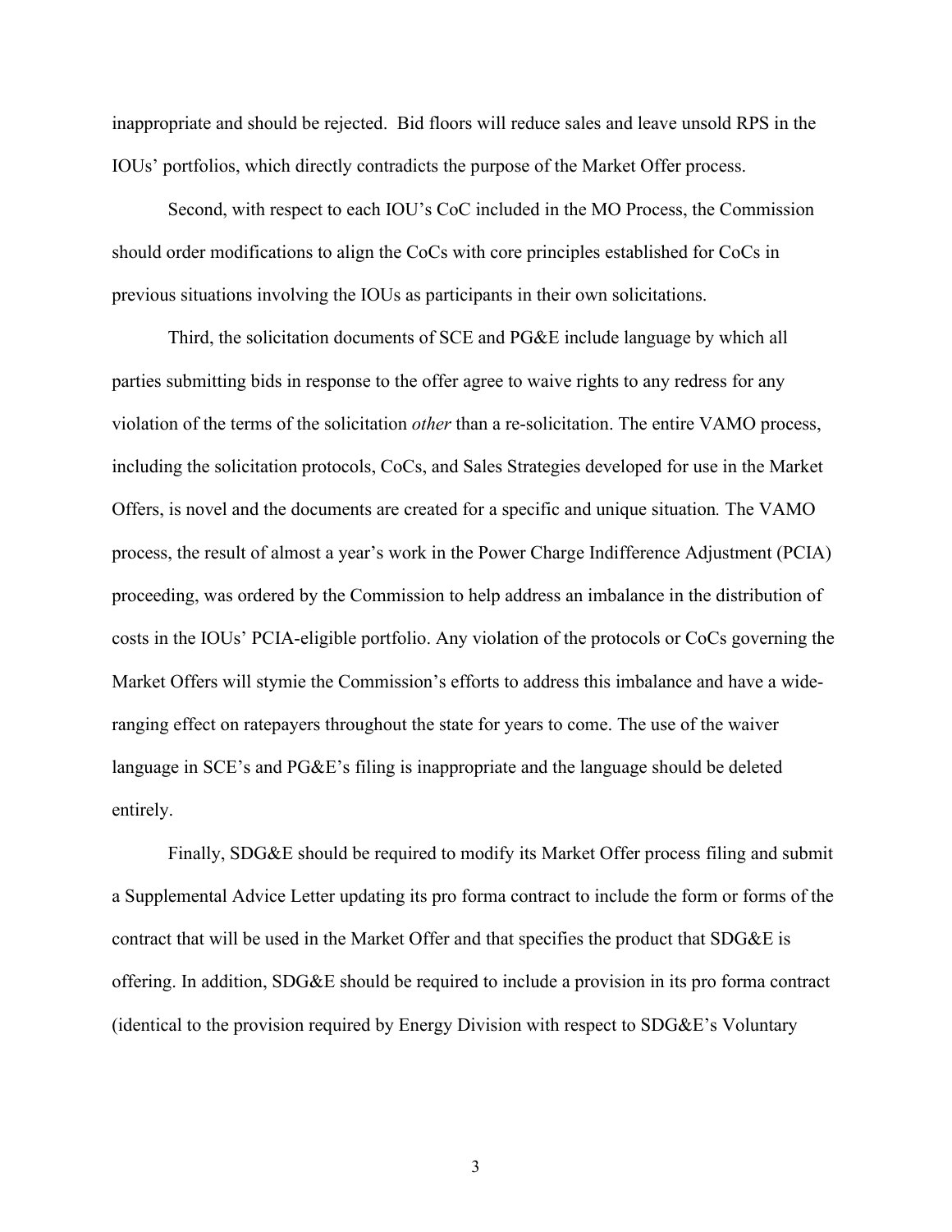inappropriate and should be rejected. Bid floors will reduce sales and leave unsold RPS in the IOUs' portfolios, which directly contradicts the purpose of the Market Offer process.

Second, with respect to each IOU's CoC included in the MO Process, the Commission should order modifications to align the CoCs with core principles established for CoCs in previous situations involving the IOUs as participants in their own solicitations.

Third, the solicitation documents of SCE and PG&E include language by which all parties submitting bids in response to the offer agree to waive rights to any redress for any violation of the terms of the solicitation *other* than a re-solicitation. The entire VAMO process, including the solicitation protocols, CoCs, and Sales Strategies developed for use in the Market Offers, is novel and the documents are created for a specific and unique situation. The VAMO process, the result of almost a year's work in the Power Charge Indifference Adjustment (PCIA) proceeding, was ordered by the Commission to help address an imbalance in the distribution of costs in the IOUs' PCIA-eligible portfolio. Any violation of the protocols or CoCs governing the Market Offers will stymie the Commission's efforts to address this imbalance and have a wide-ranging effect on ratepayers throughout the state for years to come. The use of the waiver language in SCE's and PG&E's filing is inappropriate and the language should be deleted entirely.

Finally, SDG&E should be required to modify its Market Offer process filing and submit a Supplemental Advice Letter updating its pro forma contract to include the form or forms of the contract that will be used in the Market Offer and that specifies the product that SDG&E is offering. In addition, SDG&E should be required to include a provision in its pro forma contract (identical to the provision required by Energy Division with respect to SDG&E's Voluntary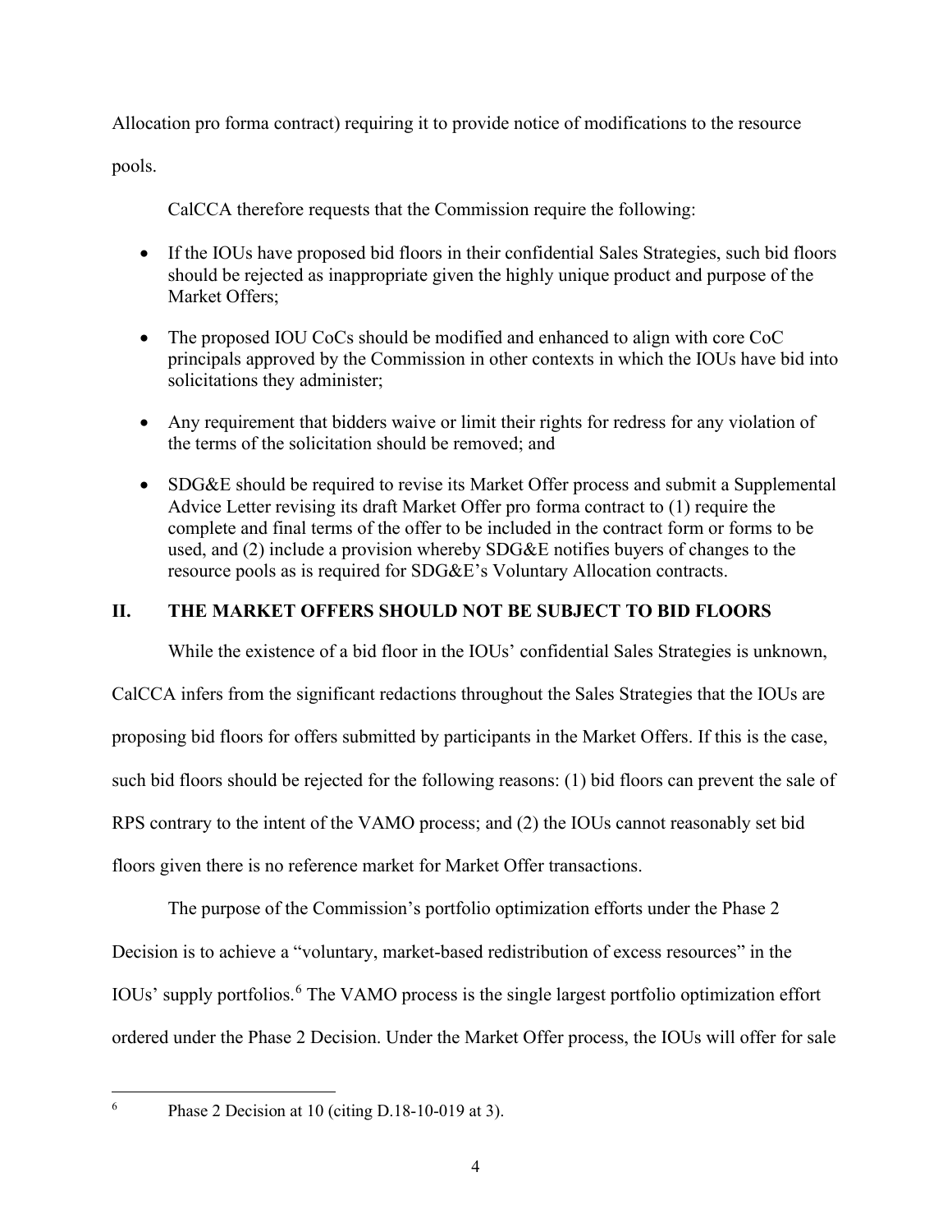Allocation pro forma contract) requiring it to provide notice of modifications to the resource pools.

CalCCA therefore requests that the Commission require the following:

- If the IOUs have proposed bid floors in their confidential Sales Strategies, such bid floors should be rejected as inappropriate given the highly unique product and purpose of the Market Offers;
- The proposed IOU CoCs should be modified and enhanced to align with core CoC principals approved by the Commission in other contexts in which the IOUs have bid into solicitations they administer;
- Any requirement that bidders waive or limit their rights for redress for any violation of the terms of the solicitation should be removed; and
- SDG&E should be required to revise its Market Offer process and submit a Supplemental Advice Letter revising its draft Market Offer pro forma contract to (1) require the complete and final terms of the offer to be included in the contract form or forms to be used, and (2) include a provision whereby SDG&E notifies buyers of changes to the resource pools as is required for SDG&E's Voluntary Allocation contracts.

## II. THE MARKET OFFERS SHOULD NOT BE SUBJECT TO BID FLOORS

While the existence of a bid floor in the IOUs' confidential Sales Strategies is unknown, CalCCA infers from the significant redactions throughout the Sales Strategies that the IOUs are proposing bid floors for offers submitted by participants in the Market Offers. If this is the case, such bid floors should be rejected for the following reasons: (1) bid floors can prevent the sale of RPS contrary to the intent of the VAMO process; and (2) the IOUs cannot reasonably set bid floors given there is no reference market for Market Offer transactions.

The purpose of the Commission's portfolio optimization efforts under the Phase 2 Decision is to achieve a "voluntary, market-based redistribution of excess resources" in the IOUs' supply portfolios.[6] The VAMO process is the single largest portfolio optimization effort ordered under the Phase 2 Decision. Under the Market Offer process, the IOUs will offer for sale

[6] Phase 2 Decision at 10 (citing D.18-10-019 at 3).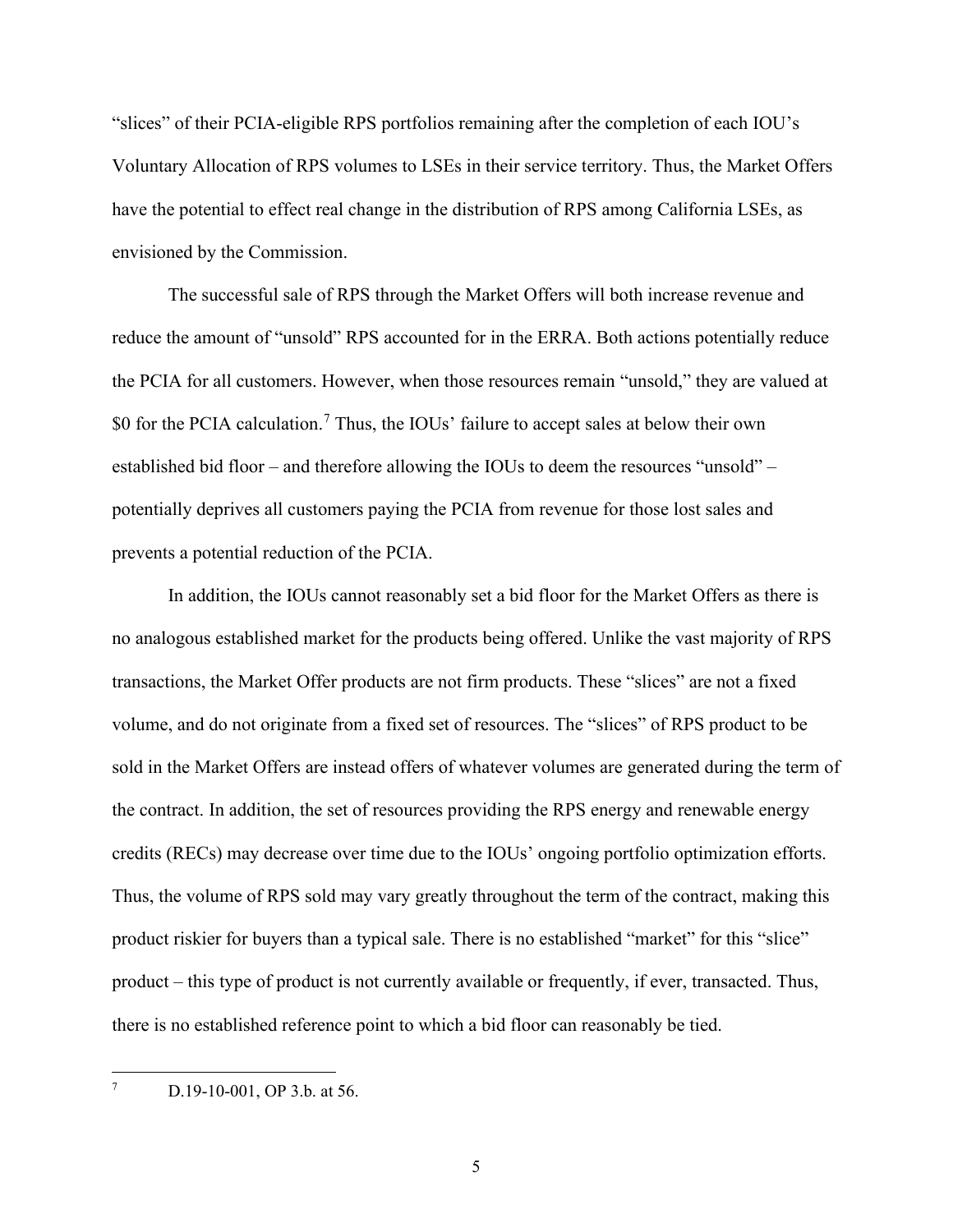"slices" of their PCIA-eligible RPS portfolios remaining after the completion of each IOU's Voluntary Allocation of RPS volumes to LSEs in their service territory. Thus, the Market Offers have the potential to effect real change in the distribution of RPS among California LSEs, as envisioned by the Commission.

The successful sale of RPS through the Market Offers will both increase revenue and reduce the amount of "unsold" RPS accounted for in the ERRA. Both actions potentially reduce the PCIA for all customers. However, when those resources remain "unsold," they are valued at $0 for the PCIA calculation.[7] Thus, the IOUs' failure to accept sales at below their own established bid floor – and therefore allowing the IOUs to deem the resources "unsold" – potentially deprives all customers paying the PCIA from revenue for those lost sales and prevents a potential reduction of the PCIA.

In addition, the IOUs cannot reasonably set a bid floor for the Market Offers as there is no analogous established market for the products being offered. Unlike the vast majority of RPS transactions, the Market Offer products are not firm products. These "slices" are not a fixed volume, and do not originate from a fixed set of resources. The "slices" of RPS product to be sold in the Market Offers are instead offers of whatever volumes are generated during the term of the contract. In addition, the set of resources providing the RPS energy and renewable energy credits (RECs) may decrease over time due to the IOUs' ongoing portfolio optimization efforts. Thus, the volume of RPS sold may vary greatly throughout the term of the contract, making this product riskier for buyers than a typical sale. There is no established "market" for this "slice" product – this type of product is not currently available or frequently, if ever, transacted. Thus, there is no established reference point to which a bid floor can reasonably be tied.

---

[7] D.19-10-001, OP 3.b. at 56.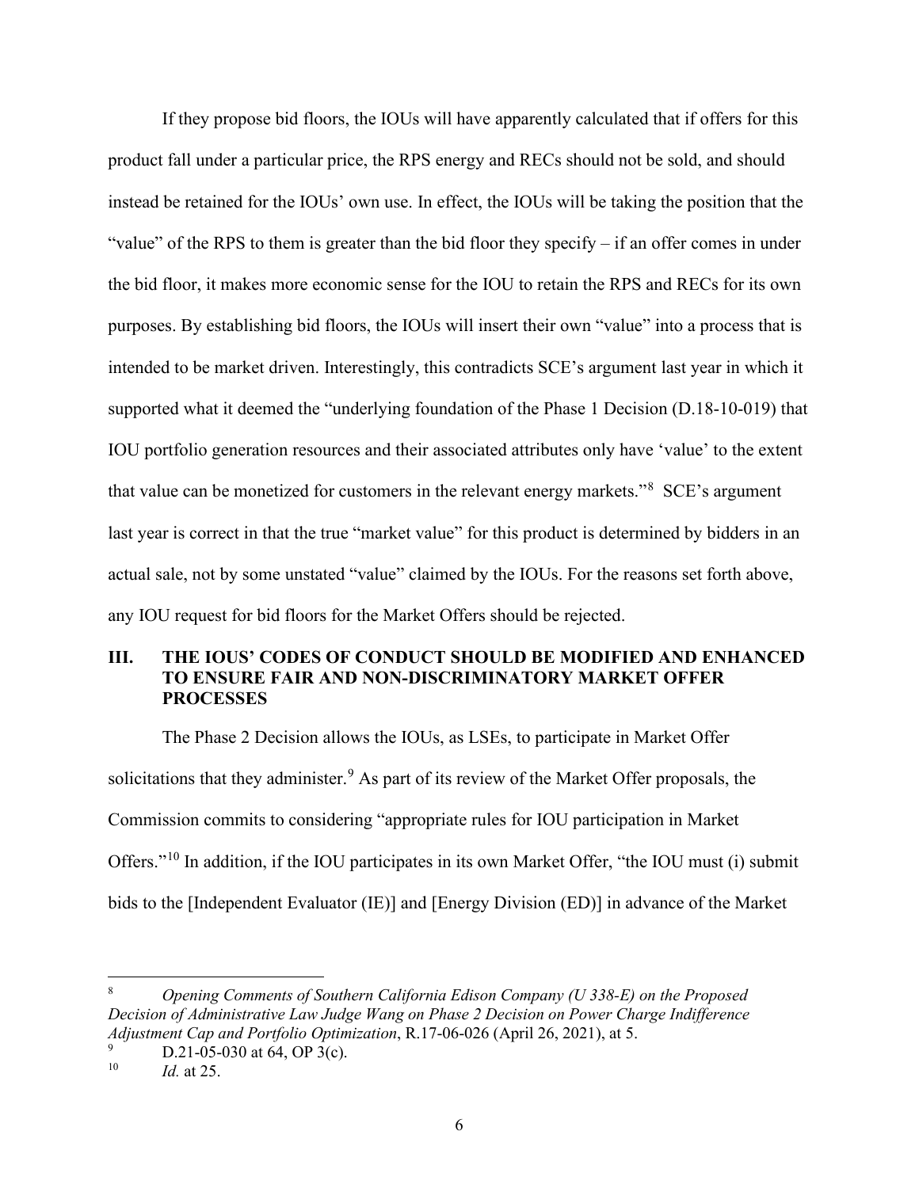If they propose bid floors, the IOUs will have apparently calculated that if offers for this product fall under a particular price, the RPS energy and RECs should not be sold, and should instead be retained for the IOUs' own use. In effect, the IOUs will be taking the position that the "value" of the RPS to them is greater than the bid floor they specify – if an offer comes in under the bid floor, it makes more economic sense for the IOU to retain the RPS and RECs for its own purposes. By establishing bid floors, the IOUs will insert their own "value" into a process that is intended to be market driven. Interestingly, this contradicts SCE's argument last year in which it supported what it deemed the "underlying foundation of the Phase 1 Decision (D.18-10-019) that IOU portfolio generation resources and their associated attributes only have 'value' to the extent that value can be monetized for customers in the relevant energy markets."[8] SCE's argument last year is correct in that the true "market value" for this product is determined by bidders in an actual sale, not by some unstated "value" claimed by the IOUs. For the reasons set forth above, any IOU request for bid floors for the Market Offers should be rejected.

## III. THE IOUS' CODES OF CONDUCT SHOULD BE MODIFIED AND ENHANCED TO ENSURE FAIR AND NON-DISCRIMINATORY MARKET OFFER PROCESSES

The Phase 2 Decision allows the IOUs, as LSEs, to participate in Market Offer solicitations that they administer.[9] As part of its review of the Market Offer proposals, the Commission commits to considering "appropriate rules for IOU participation in Market Offers."[10] In addition, if the IOU participates in its own Market Offer, "the IOU must (i) submit bids to the [Independent Evaluator (IE)] and [Energy Division (ED)] in advance of the Market

---

[8] *Opening Comments of Southern California Edison Company (U 338-E) on the Proposed Decision of Administrative Law Judge Wang on Phase 2 Decision on Power Charge Indifference Adjustment Cap and Portfolio Optimization*, R.17-06-026 (April 26, 2021), at 5.

[9] D.21-05-030 at 64, OP 3(c).

[10] *Id.* at 25.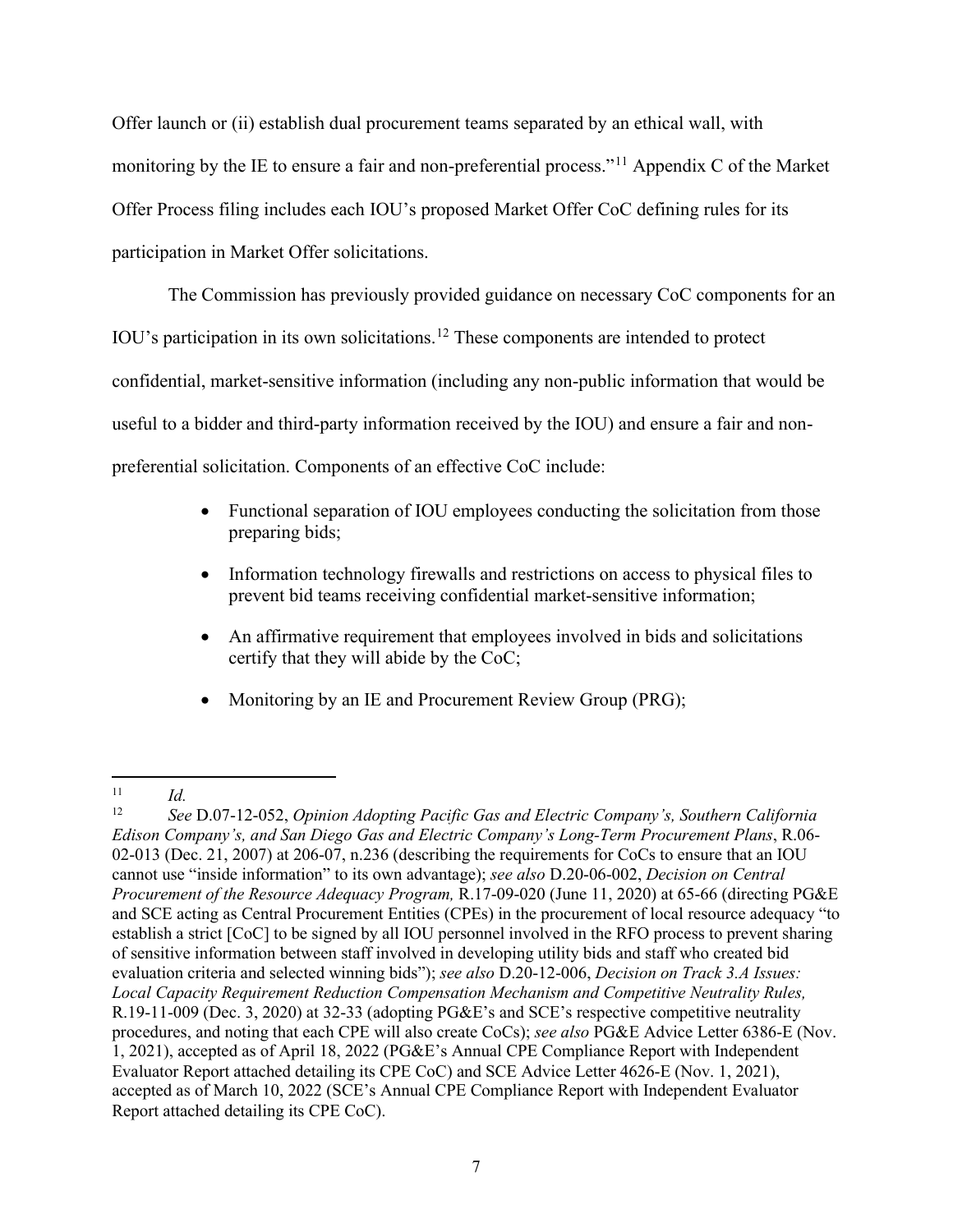Offer launch or (ii) establish dual procurement teams separated by an ethical wall, with monitoring by the IE to ensure a fair and non-preferential process."[11] Appendix C of the Market Offer Process filing includes each IOU's proposed Market Offer CoC defining rules for its participation in Market Offer solicitations.

The Commission has previously provided guidance on necessary CoC components for an IOU's participation in its own solicitations.[12] These components are intended to protect confidential, market-sensitive information (including any non-public information that would be useful to a bidder and third-party information received by the IOU) and ensure a fair and non-preferential solicitation. Components of an effective CoC include:

- Functional separation of IOU employees conducting the solicitation from those preparing bids;
- Information technology firewalls and restrictions on access to physical files to prevent bid teams receiving confidential market-sensitive information;
- An affirmative requirement that employees involved in bids and solicitations certify that they will abide by the CoC;
- Monitoring by an IE and Procurement Review Group (PRG);

---

[11] *Id.*

[12] *See* D.07-12-052, *Opinion Adopting Pacific Gas and Electric Company's, Southern California Edison Company's, and San Diego Gas and Electric Company's Long-Term Procurement Plans*, R.06-02-013 (Dec. 21, 2007) at 206-07, n.236 (describing the requirements for CoCs to ensure that an IOU cannot use "inside information" to its own advantage); *see also* D.20-06-002, *Decision on Central Procurement of the Resource Adequacy Program,* R.17-09-020 (June 11, 2020) at 65-66 (directing PG&E and SCE acting as Central Procurement Entities (CPEs) in the procurement of local resource adequacy "to establish a strict [CoC] to be signed by all IOU personnel involved in the RFO process to prevent sharing of sensitive information between staff involved in developing utility bids and staff who created bid evaluation criteria and selected winning bids"); *see also* D.20-12-006, *Decision on Track 3.A Issues: Local Capacity Requirement Reduction Compensation Mechanism and Competitive Neutrality Rules,* R.19-11-009 (Dec. 3, 2020) at 32-33 (adopting PG&E's and SCE's respective competitive neutrality procedures, and noting that each CPE will also create CoCs); *see also* PG&E Advice Letter 6386-E (Nov. 1, 2021), accepted as of April 18, 2022 (PG&E's Annual CPE Compliance Report with Independent Evaluator Report attached detailing its CPE CoC) and SCE Advice Letter 4626-E (Nov. 1, 2021), accepted as of March 10, 2022 (SCE's Annual CPE Compliance Report with Independent Evaluator Report attached detailing its CPE CoC).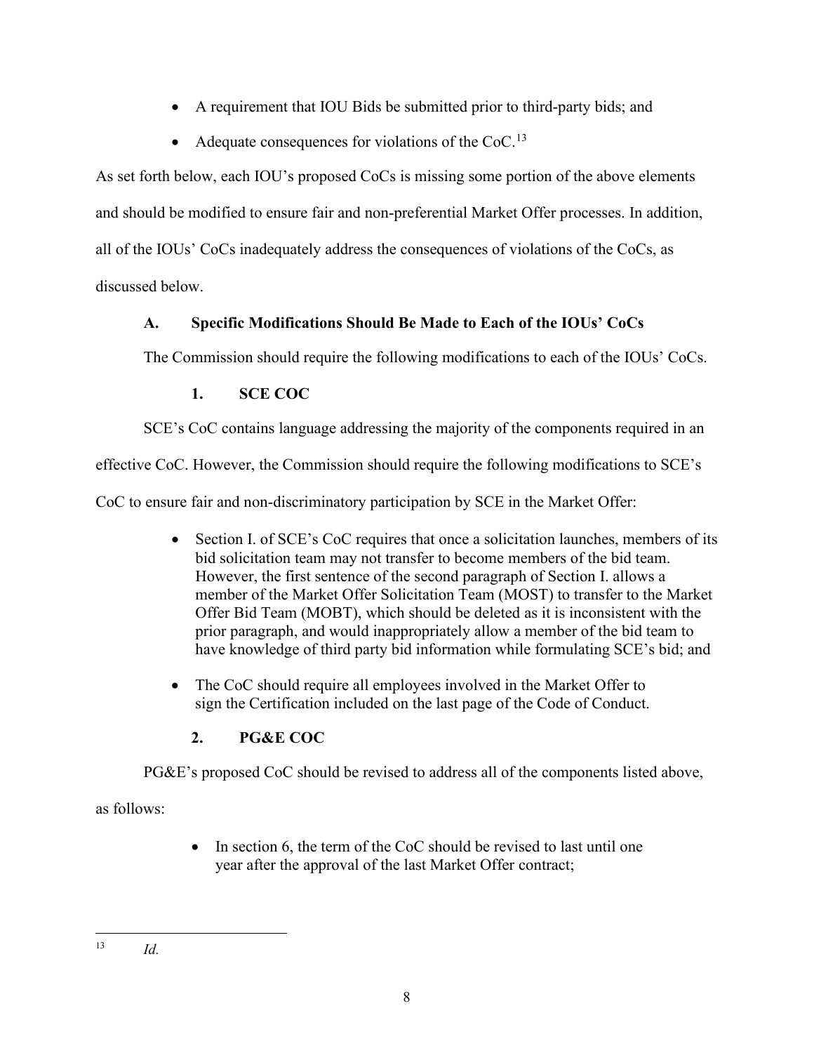- A requirement that IOU Bids be submitted prior to third-party bids; and
- Adequate consequences for violations of the CoC.[13]

As set forth below, each IOU's proposed CoCs is missing some portion of the above elements and should be modified to ensure fair and non-preferential Market Offer processes. In addition, all of the IOUs' CoCs inadequately address the consequences of violations of the CoCs, as discussed below.

### A. Specific Modifications Should Be Made to Each of the IOUs' CoCs

The Commission should require the following modifications to each of the IOUs' CoCs.

#### 1. SCE COC

SCE's CoC contains language addressing the majority of the components required in an effective CoC. However, the Commission should require the following modifications to SCE's CoC to ensure fair and non-discriminatory participation by SCE in the Market Offer:

- Section I. of SCE's CoC requires that once a solicitation launches, members of its bid solicitation team may not transfer to become members of the bid team. However, the first sentence of the second paragraph of Section I. allows a member of the Market Offer Solicitation Team (MOST) to transfer to the Market Offer Bid Team (MOBT), which should be deleted as it is inconsistent with the prior paragraph, and would inappropriately allow a member of the bid team to have knowledge of third party bid information while formulating SCE's bid; and
- The CoC should require all employees involved in the Market Offer to sign the Certification included on the last page of the Code of Conduct.

#### 2. PG&E COC

PG&E's proposed CoC should be revised to address all of the components listed above, as follows:

- In section 6, the term of the CoC should be revised to last until one year after the approval of the last Market Offer contract;

---

[13] *Id.*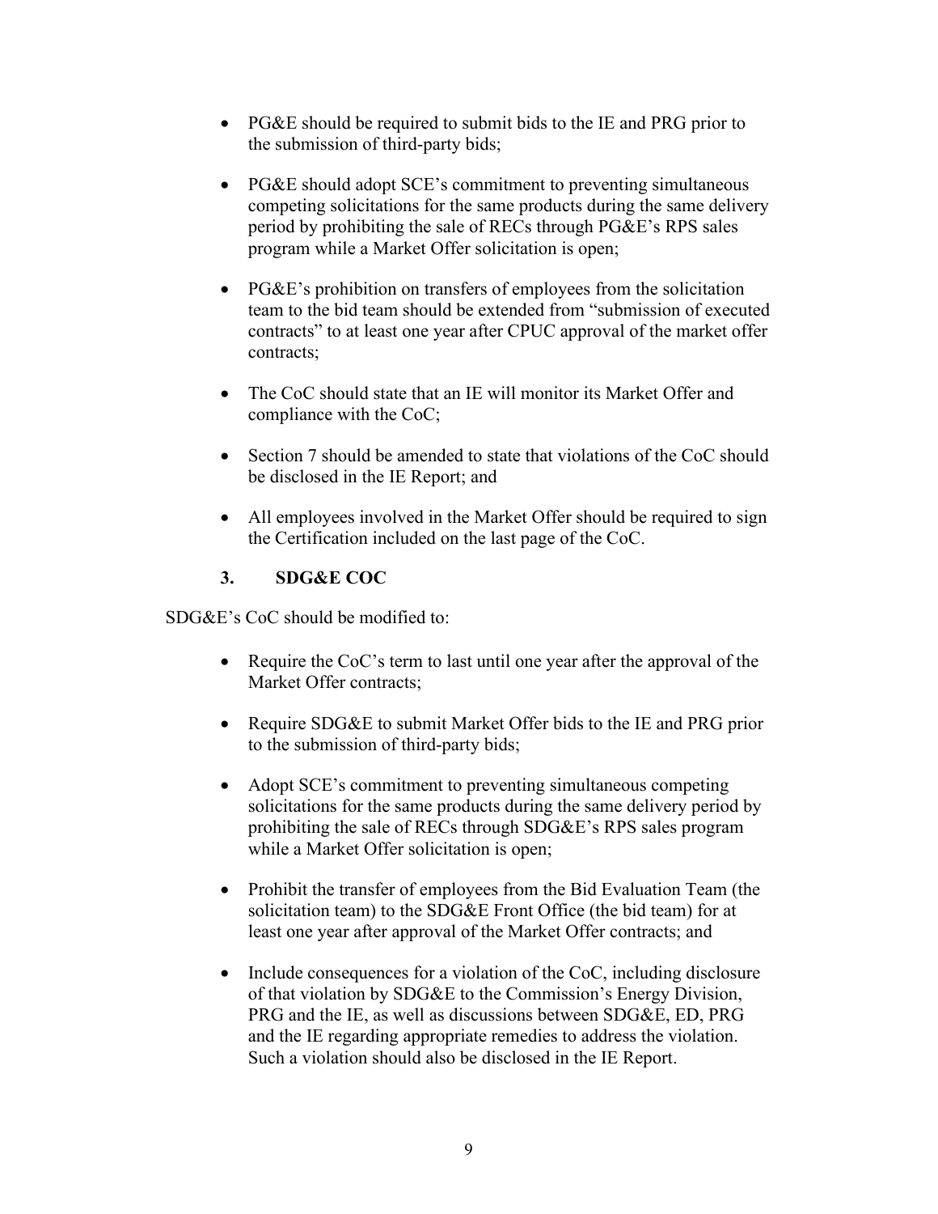- PG&E should be required to submit bids to the IE and PRG prior to the submission of third-party bids;

- PG&E should adopt SCE's commitment to preventing simultaneous competing solicitations for the same products during the same delivery period by prohibiting the sale of RECs through PG&E's RPS sales program while a Market Offer solicitation is open;

- PG&E's prohibition on transfers of employees from the solicitation team to the bid team should be extended from "submission of executed contracts" to at least one year after CPUC approval of the market offer contracts;

- The CoC should state that an IE will monitor its Market Offer and compliance with the CoC;

- Section 7 should be amended to state that violations of the CoC should be disclosed in the IE Report; and

- All employees involved in the Market Offer should be required to sign the Certification included on the last page of the CoC.

### 3. SDG&E COC

SDG&E's CoC should be modified to:

- Require the CoC's term to last until one year after the approval of the Market Offer contracts;

- Require SDG&E to submit Market Offer bids to the IE and PRG prior to the submission of third-party bids;

- Adopt SCE's commitment to preventing simultaneous competing solicitations for the same products during the same delivery period by prohibiting the sale of RECs through SDG&E's RPS sales program while a Market Offer solicitation is open;

- Prohibit the transfer of employees from the Bid Evaluation Team (the solicitation team) to the SDG&E Front Office (the bid team) for at least one year after approval of the Market Offer contracts; and

- Include consequences for a violation of the CoC, including disclosure of that violation by SDG&E to the Commission's Energy Division, PRG and the IE, as well as discussions between SDG&E, ED, PRG and the IE regarding appropriate remedies to address the violation. Such a violation should also be disclosed in the IE Report.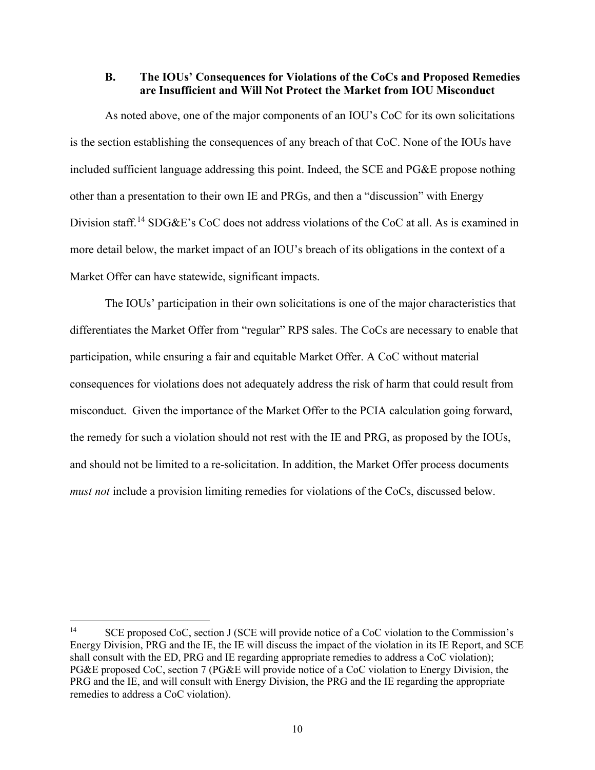### B. The IOUs' Consequences for Violations of the CoCs and Proposed Remedies are Insufficient and Will Not Protect the Market from IOU Misconduct

As noted above, one of the major components of an IOU's CoC for its own solicitations is the section establishing the consequences of any breach of that CoC. None of the IOUs have included sufficient language addressing this point. Indeed, the SCE and PG&E propose nothing other than a presentation to their own IE and PRGs, and then a "discussion" with Energy Division staff.[14] SDG&E's CoC does not address violations of the CoC at all. As is examined in more detail below, the market impact of an IOU's breach of its obligations in the context of a Market Offer can have statewide, significant impacts.

The IOUs' participation in their own solicitations is one of the major characteristics that differentiates the Market Offer from "regular" RPS sales. The CoCs are necessary to enable that participation, while ensuring a fair and equitable Market Offer. A CoC without material consequences for violations does not adequately address the risk of harm that could result from misconduct. Given the importance of the Market Offer to the PCIA calculation going forward, the remedy for such a violation should not rest with the IE and PRG, as proposed by the IOUs, and should not be limited to a re-solicitation. In addition, the Market Offer process documents *must not* include a provision limiting remedies for violations of the CoCs, discussed below.

---

[14] SCE proposed CoC, section J (SCE will provide notice of a CoC violation to the Commission's Energy Division, PRG and the IE, the IE will discuss the impact of the violation in its IE Report, and SCE shall consult with the ED, PRG and IE regarding appropriate remedies to address a CoC violation); PG&E proposed CoC, section 7 (PG&E will provide notice of a CoC violation to Energy Division, the PRG and the IE, and will consult with Energy Division, the PRG and the IE regarding the appropriate remedies to address a CoC violation).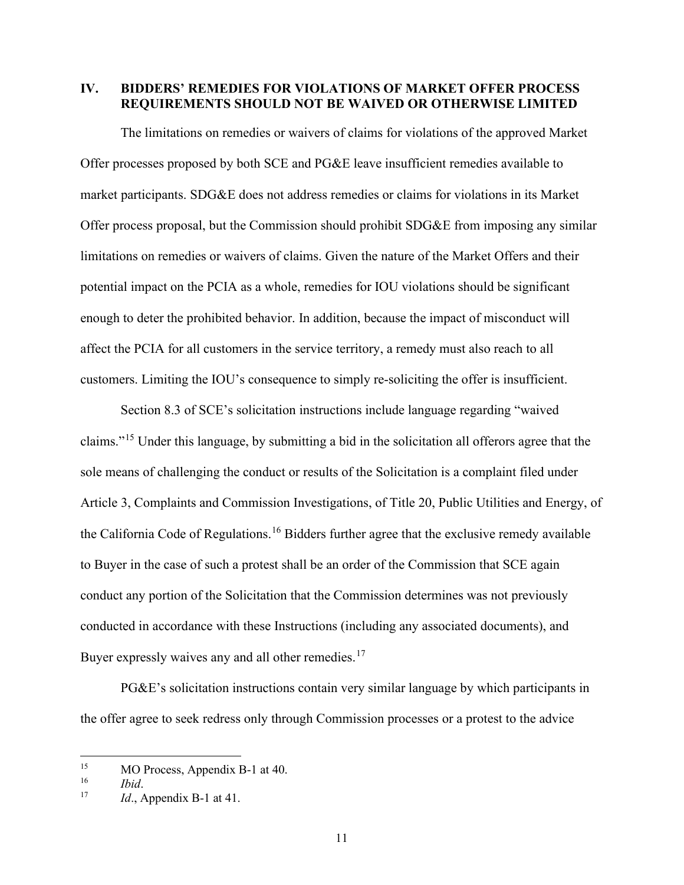## IV. BIDDERS' REMEDIES FOR VIOLATIONS OF MARKET OFFER PROCESS REQUIREMENTS SHOULD NOT BE WAIVED OR OTHERWISE LIMITED

The limitations on remedies or waivers of claims for violations of the approved Market Offer processes proposed by both SCE and PG&E leave insufficient remedies available to market participants. SDG&E does not address remedies or claims for violations in its Market Offer process proposal, but the Commission should prohibit SDG&E from imposing any similar limitations on remedies or waivers of claims. Given the nature of the Market Offers and their potential impact on the PCIA as a whole, remedies for IOU violations should be significant enough to deter the prohibited behavior. In addition, because the impact of misconduct will affect the PCIA for all customers in the service territory, a remedy must also reach to all customers. Limiting the IOU's consequence to simply re-soliciting the offer is insufficient.

Section 8.3 of SCE's solicitation instructions include language regarding "waived claims."[15] Under this language, by submitting a bid in the solicitation all offerors agree that the sole means of challenging the conduct or results of the Solicitation is a complaint filed under Article 3, Complaints and Commission Investigations, of Title 20, Public Utilities and Energy, of the California Code of Regulations.[16] Bidders further agree that the exclusive remedy available to Buyer in the case of such a protest shall be an order of the Commission that SCE again conduct any portion of the Solicitation that the Commission determines was not previously conducted in accordance with these Instructions (including any associated documents), and Buyer expressly waives any and all other remedies.[17]

PG&E's solicitation instructions contain very similar language by which participants in the offer agree to seek redress only through Commission processes or a protest to the advice

---

[15] MO Process, Appendix B-1 at 40.

[16] *Ibid*.

[17] *Id*., Appendix B-1 at 41.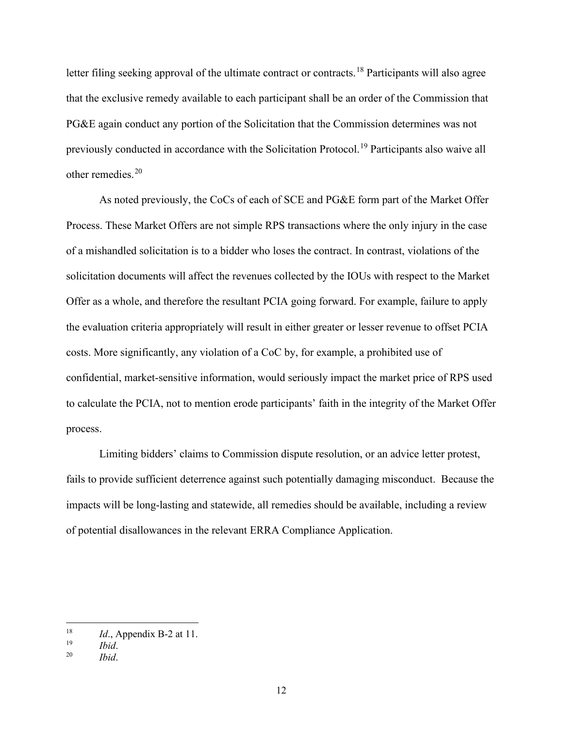letter filing seeking approval of the ultimate contract or contracts.[18] Participants will also agree that the exclusive remedy available to each participant shall be an order of the Commission that PG&E again conduct any portion of the Solicitation that the Commission determines was not previously conducted in accordance with the Solicitation Protocol.[19] Participants also waive all other remedies.[20]

As noted previously, the CoCs of each of SCE and PG&E form part of the Market Offer Process. These Market Offers are not simple RPS transactions where the only injury in the case of a mishandled solicitation is to a bidder who loses the contract. In contrast, violations of the solicitation documents will affect the revenues collected by the IOUs with respect to the Market Offer as a whole, and therefore the resultant PCIA going forward. For example, failure to apply the evaluation criteria appropriately will result in either greater or lesser revenue to offset PCIA costs. More significantly, any violation of a CoC by, for example, a prohibited use of confidential, market-sensitive information, would seriously impact the market price of RPS used to calculate the PCIA, not to mention erode participants' faith in the integrity of the Market Offer process.

Limiting bidders' claims to Commission dispute resolution, or an advice letter protest, fails to provide sufficient deterrence against such potentially damaging misconduct. Because the impacts will be long-lasting and statewide, all remedies should be available, including a review of potential disallowances in the relevant ERRA Compliance Application.

---

[18] *Id*., Appendix B-2 at 11.

[19] *Ibid*.

[20] *Ibid*.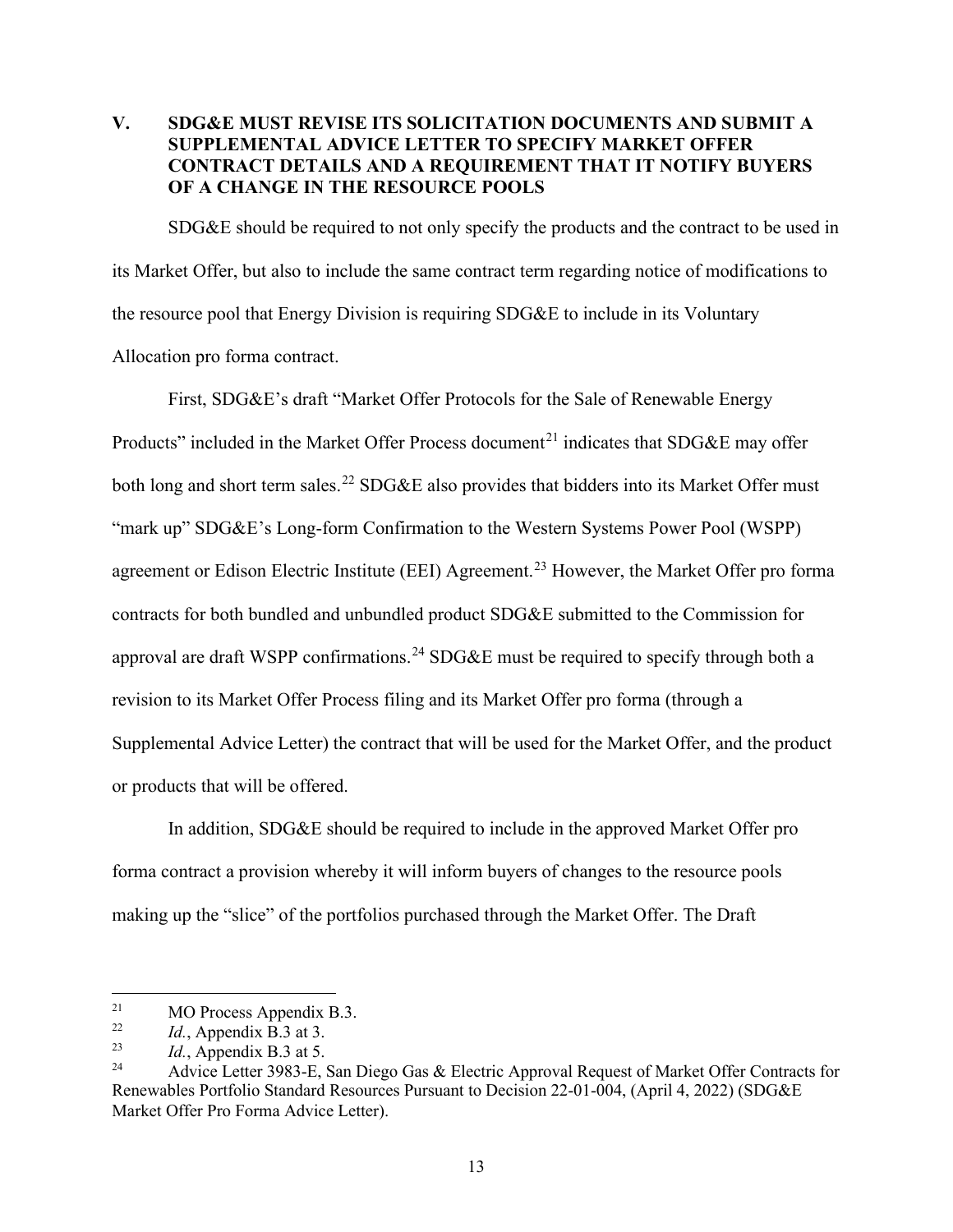## V. SDG&E MUST REVISE ITS SOLICITATION DOCUMENTS AND SUBMIT A SUPPLEMENTAL ADVICE LETTER TO SPECIFY MARKET OFFER CONTRACT DETAILS AND A REQUIREMENT THAT IT NOTIFY BUYERS OF A CHANGE IN THE RESOURCE POOLS

SDG&E should be required to not only specify the products and the contract to be used in its Market Offer, but also to include the same contract term regarding notice of modifications to the resource pool that Energy Division is requiring SDG&E to include in its Voluntary Allocation pro forma contract.

First, SDG&E's draft "Market Offer Protocols for the Sale of Renewable Energy Products" included in the Market Offer Process document[21] indicates that SDG&E may offer both long and short term sales.[22] SDG&E also provides that bidders into its Market Offer must "mark up" SDG&E's Long-form Confirmation to the Western Systems Power Pool (WSPP) agreement or Edison Electric Institute (EEI) Agreement.[23] However, the Market Offer pro forma contracts for both bundled and unbundled product SDG&E submitted to the Commission for approval are draft WSPP confirmations.[24] SDG&E must be required to specify through both a revision to its Market Offer Process filing and its Market Offer pro forma (through a Supplemental Advice Letter) the contract that will be used for the Market Offer, and the product or products that will be offered.

In addition, SDG&E should be required to include in the approved Market Offer pro forma contract a provision whereby it will inform buyers of changes to the resource pools making up the "slice" of the portfolios purchased through the Market Offer. The Draft

---

[21] MO Process Appendix B.3.

[22] *Id.*, Appendix B.3 at 3.

[23] *Id.*, Appendix B.3 at 5.

[24] Advice Letter 3983-E, San Diego Gas & Electric Approval Request of Market Offer Contracts for Renewables Portfolio Standard Resources Pursuant to Decision 22-01-004, (April 4, 2022) (SDG&E Market Offer Pro Forma Advice Letter).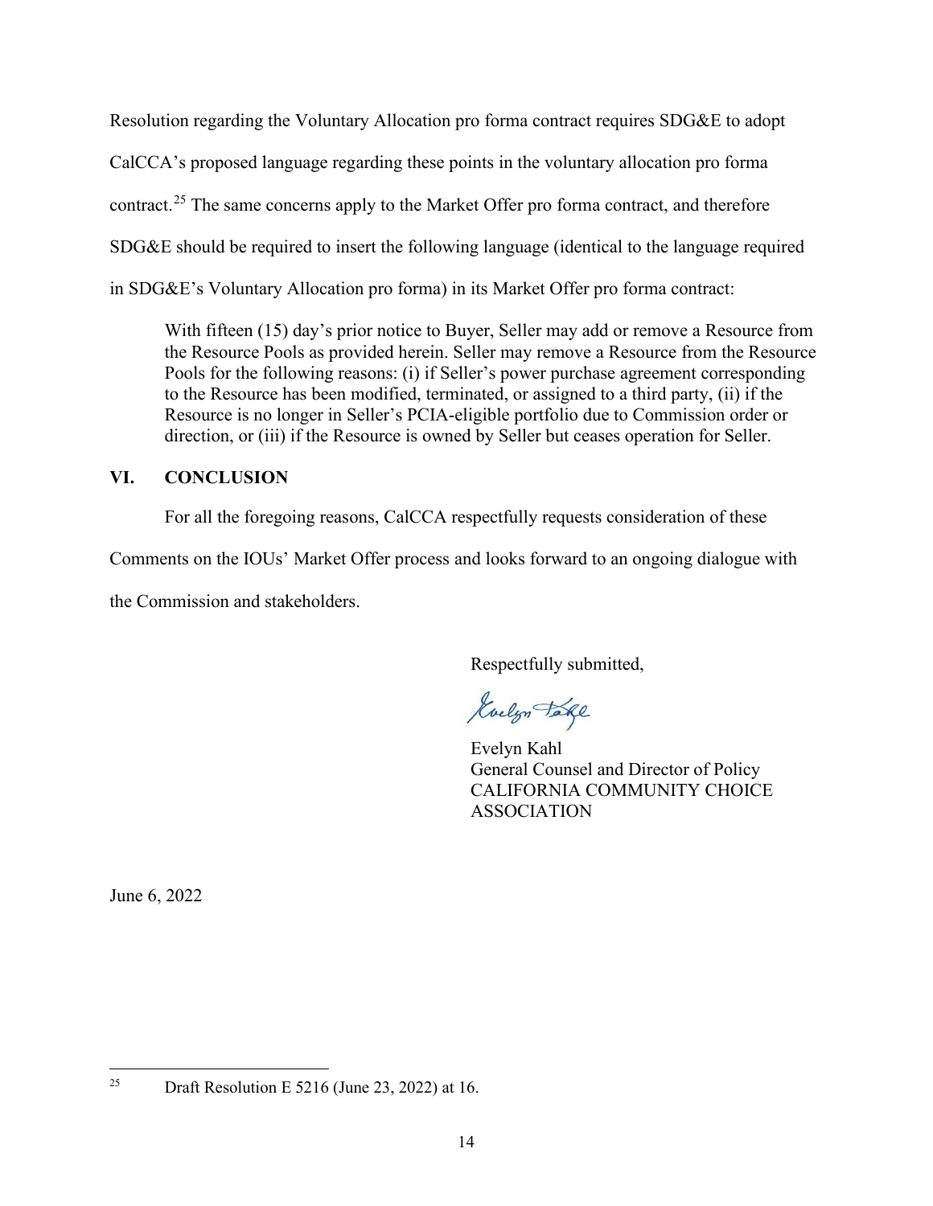Resolution regarding the Voluntary Allocation pro forma contract requires SDG&E to adopt CalCCA's proposed language regarding these points in the voluntary allocation pro forma contract.[25] The same concerns apply to the Market Offer pro forma contract, and therefore SDG&E should be required to insert the following language (identical to the language required in SDG&E's Voluntary Allocation pro forma) in its Market Offer pro forma contract:

> With fifteen (15) day's prior notice to Buyer, Seller may add or remove a Resource from the Resource Pools as provided herein. Seller may remove a Resource from the Resource Pools for the following reasons: (i) if Seller's power purchase agreement corresponding to the Resource has been modified, terminated, or assigned to a third party, (ii) if the Resource is no longer in Seller's PCIA-eligible portfolio due to Commission order or direction, or (iii) if the Resource is owned by Seller but ceases operation for Seller.

## VI. CONCLUSION

For all the foregoing reasons, CalCCA respectfully requests consideration of these Comments on the IOUs' Market Offer process and looks forward to an ongoing dialogue with the Commission and stakeholders.

Respectfully submitted,

Evelyn Kahl
General Counsel and Director of Policy
CALIFORNIA COMMUNITY CHOICE ASSOCIATION

June 6, 2022

---

[25] Draft Resolution E 5216 (June 23, 2022) at 16.